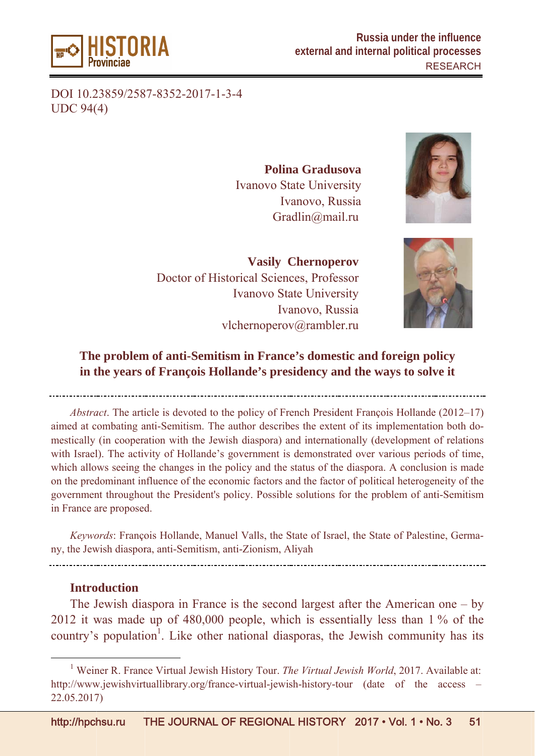DOI 10.23859/2587-8352-2017-1-3-4
UDC 94(4)

**Polina Gradusova**
Ivanovo State University
Ivanovo, Russia
Gradlin@mail.ru

**Vasily Chernoperov**
Doctor of Historical Sciences, Professor
Ivanovo State University
Ivanovo, Russia
vlchernoperov@rambler.ru

# The problem of anti-Semitism in France's domestic and foreign policy in the years of François Hollande's presidency and the ways to solve it

*Abstract*. The article is devoted to the policy of French President François Hollande (2012–17) aimed at combating anti-Semitism. The author describes the extent of its implementation both domestically (in cooperation with the Jewish diaspora) and internationally (development of relations with Israel). The activity of Hollande's government is demonstrated over various periods of time, which allows seeing the changes in the policy and the status of the diaspora. A conclusion is made on the predominant influence of the economic factors and the factor of political heterogeneity of the government throughout the President's policy. Possible solutions for the problem of anti-Semitism in France are proposed.

*Keywords*: François Hollande, Manuel Valls, the State of Israel, the State of Palestine, Germany, the Jewish diaspora, anti-Semitism, anti-Zionism, Aliyah

## Introduction

The Jewish diaspora in France is the second largest after the American one – by 2012 it was made up of 480,000 people, which is essentially less than 1 % of the country's population[1]. Like other national diasporas, the Jewish community has its

[1] Weiner R. France Virtual Jewish History Tour. *The Virtual Jewish World*, 2017. Available at: http://www.jewishvirtuallibrary.org/france-virtual-jewish-history-tour (date of the access – 22.05.2017)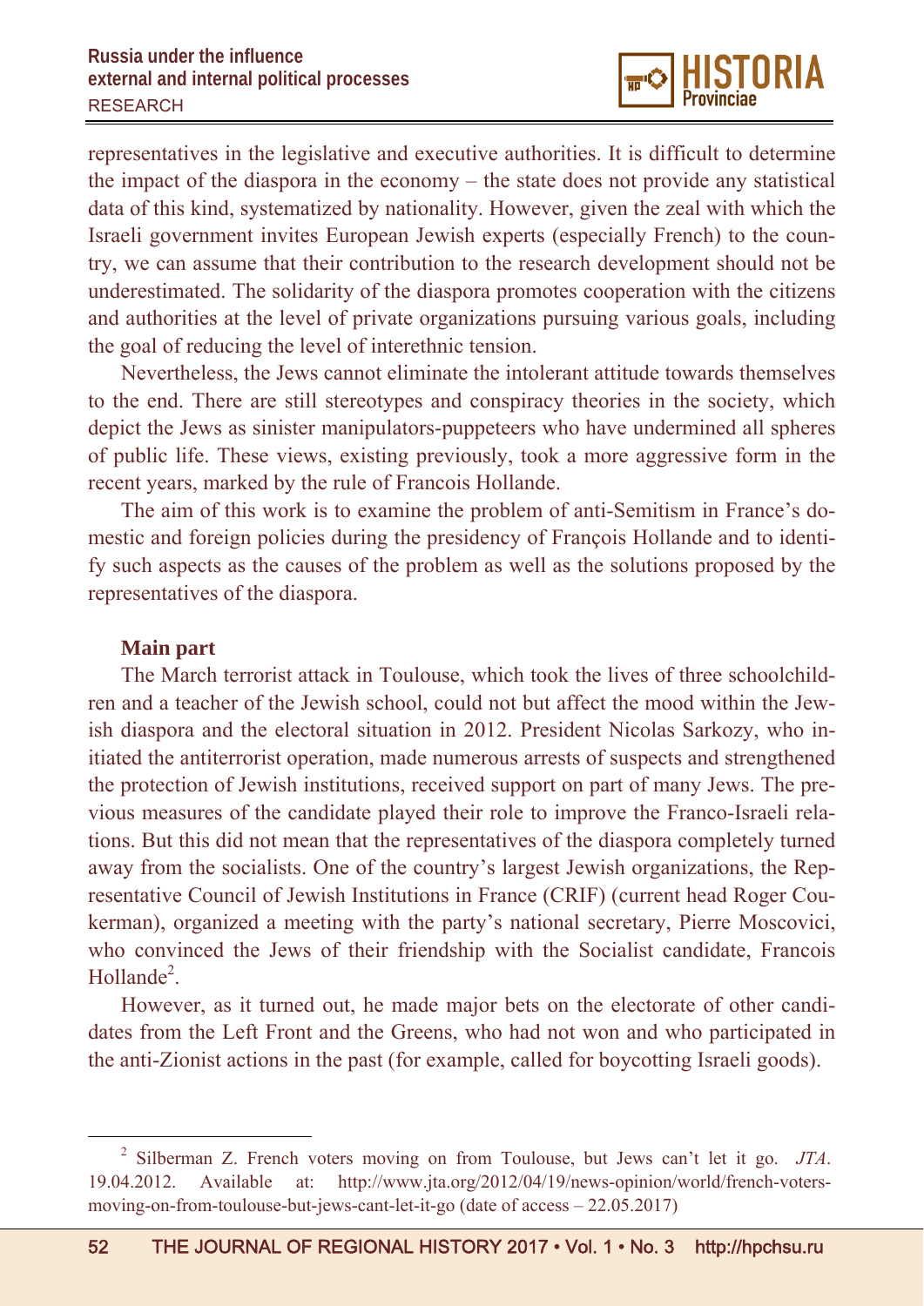representatives in the legislative and executive authorities. It is difficult to determine the impact of the diaspora in the economy – the state does not provide any statistical data of this kind, systematized by nationality. However, given the zeal with which the Israeli government invites European Jewish experts (especially French) to the country, we can assume that their contribution to the research development should not be underestimated. The solidarity of the diaspora promotes cooperation with the citizens and authorities at the level of private organizations pursuing various goals, including the goal of reducing the level of interethnic tension.

Nevertheless, the Jews cannot eliminate the intolerant attitude towards themselves to the end. There are still stereotypes and conspiracy theories in the society, which depict the Jews as sinister manipulators-puppeteers who have undermined all spheres of public life. These views, existing previously, took a more aggressive form in the recent years, marked by the rule of Francois Hollande.

The aim of this work is to examine the problem of anti-Semitism in France's domestic and foreign policies during the presidency of François Hollande and to identify such aspects as the causes of the problem as well as the solutions proposed by the representatives of the diaspora.

## Main part

The March terrorist attack in Toulouse, which took the lives of three schoolchildren and a teacher of the Jewish school, could not but affect the mood within the Jewish diaspora and the electoral situation in 2012. President Nicolas Sarkozy, who initiated the antiterrorist operation, made numerous arrests of suspects and strengthened the protection of Jewish institutions, received support on part of many Jews. The previous measures of the candidate played their role to improve the Franco-Israeli relations. But this did not mean that the representatives of the diaspora completely turned away from the socialists. One of the country's largest Jewish organizations, the Representative Council of Jewish Institutions in France (CRIF) (current head Roger Coukerman), organized a meeting with the party's national secretary, Pierre Moscovici, who convinced the Jews of their friendship with the Socialist candidate, Francois Hollande[2].

However, as it turned out, he made major bets on the electorate of other candidates from the Left Front and the Greens, who had not won and who participated in the anti-Zionist actions in the past (for example, called for boycotting Israeli goods).

---

[2] Silberman Z. French voters moving on from Toulouse, but Jews can't let it go. *JTA*. 19.04.2012. Available at: http://www.jta.org/2012/04/19/news-opinion/world/french-voters-moving-on-from-toulouse-but-jews-cant-let-it-go (date of access – 22.05.2017)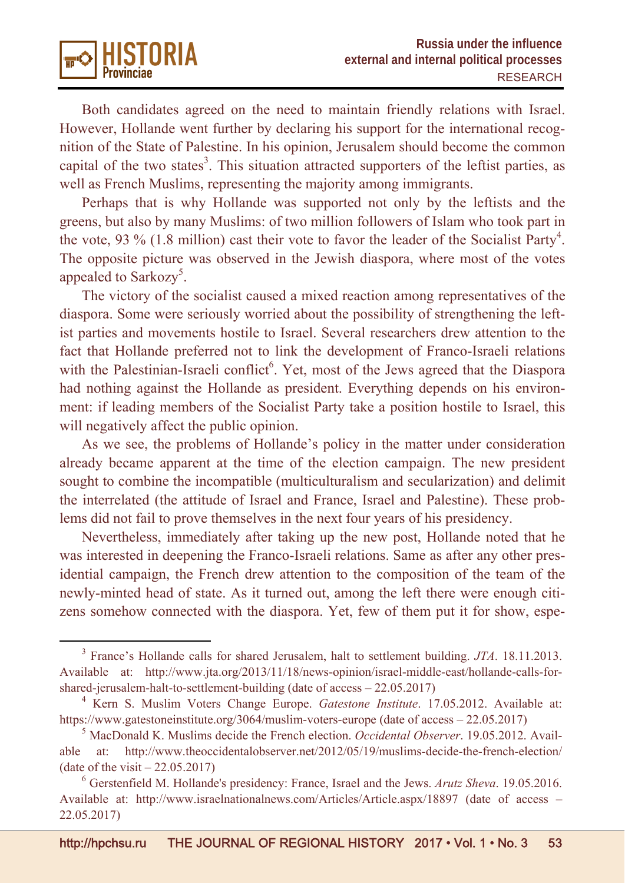Both candidates agreed on the need to maintain friendly relations with Israel. However, Hollande went further by declaring his support for the international recognition of the State of Palestine. In his opinion, Jerusalem should become the common capital of the two states[3]. This situation attracted supporters of the leftist parties, as well as French Muslims, representing the majority among immigrants.

Perhaps that is why Hollande was supported not only by the leftists and the greens, but also by many Muslims: of two million followers of Islam who took part in the vote, 93 % (1.8 million) cast their vote to favor the leader of the Socialist Party[4]. The opposite picture was observed in the Jewish diaspora, where most of the votes appealed to Sarkozy[5].

The victory of the socialist caused a mixed reaction among representatives of the diaspora. Some were seriously worried about the possibility of strengthening the leftist parties and movements hostile to Israel. Several researchers drew attention to the fact that Hollande preferred not to link the development of Franco-Israeli relations with the Palestinian-Israeli conflict[6]. Yet, most of the Jews agreed that the Diaspora had nothing against the Hollande as president. Everything depends on his environment: if leading members of the Socialist Party take a position hostile to Israel, this will negatively affect the public opinion.

As we see, the problems of Hollande's policy in the matter under consideration already became apparent at the time of the election campaign. The new president sought to combine the incompatible (multiculturalism and secularization) and delimit the interrelated (the attitude of Israel and France, Israel and Palestine). These problems did not fail to prove themselves in the next four years of his presidency.

Nevertheless, immediately after taking up the new post, Hollande noted that he was interested in deepening the Franco-Israeli relations. Same as after any other presidential campaign, the French drew attention to the composition of the team of the newly-minted head of state. As it turned out, among the left there were enough citizens somehow connected with the diaspora. Yet, few of them put it for show, espe-

---

[3] France's Hollande calls for shared Jerusalem, halt to settlement building. *JTA*. 18.11.2013. Available at: http://www.jta.org/2013/11/18/news-opinion/israel-middle-east/hollande-calls-for-shared-jerusalem-halt-to-settlement-building (date of access – 22.05.2017)

[4] Kern S. Muslim Voters Change Europe. *Gatestone Institute*. 17.05.2012. Available at: https://www.gatestoneinstitute.org/3064/muslim-voters-europe (date of access – 22.05.2017)

[5] MacDonald K. Muslims decide the French election. *Occidental Observer*. 19.05.2012. Available at: http://www.theoccidentalobserver.net/2012/05/19/muslims-decide-the-french-election/ (date of the visit – 22.05.2017)

[6] Gerstenfield M. Hollande's presidency: France, Israel and the Jews. *Arutz Sheva*. 19.05.2016. Available at: http://www.israelnationalnews.com/Articles/Article.aspx/18897 (date of access – 22.05.2017)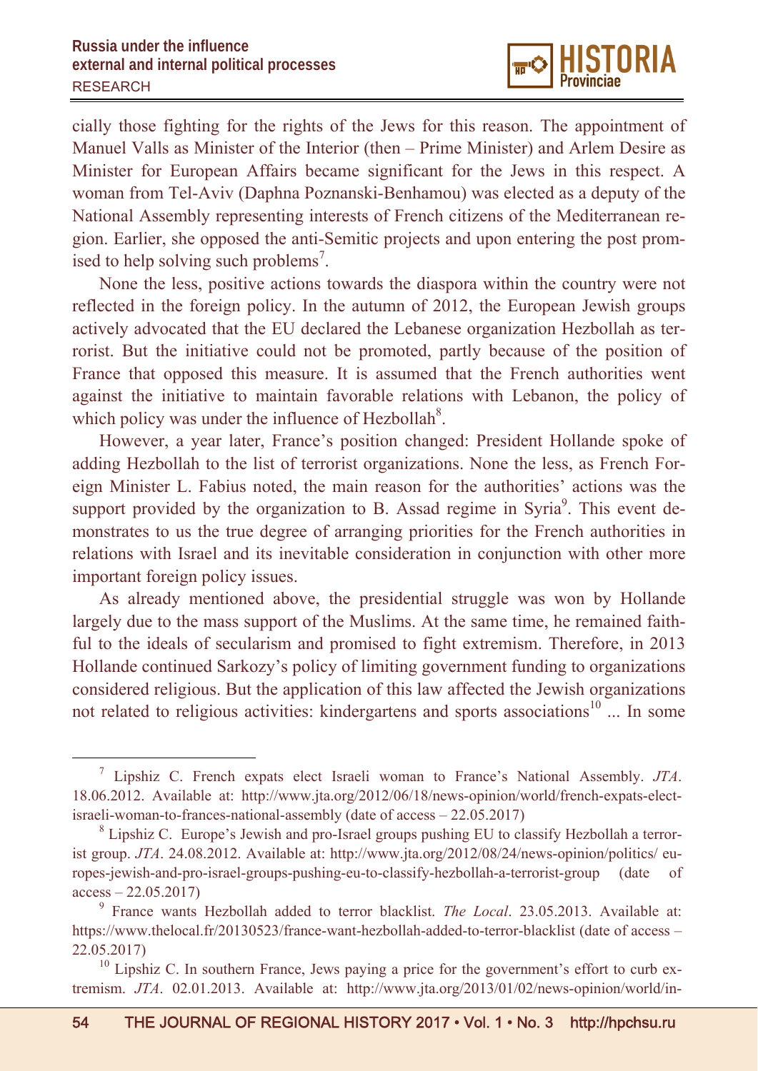cially those fighting for the rights of the Jews for this reason. The appointment of Manuel Valls as Minister of the Interior (then – Prime Minister) and Arlem Desire as Minister for European Affairs became significant for the Jews in this respect. A woman from Tel-Aviv (Daphna Poznanski-Benhamou) was elected as a deputy of the National Assembly representing interests of French citizens of the Mediterranean region. Earlier, she opposed the anti-Semitic projects and upon entering the post promised to help solving such problems[7].

None the less, positive actions towards the diaspora within the country were not reflected in the foreign policy. In the autumn of 2012, the European Jewish groups actively advocated that the EU declared the Lebanese organization Hezbollah as terrorist. But the initiative could not be promoted, partly because of the position of France that opposed this measure. It is assumed that the French authorities went against the initiative to maintain favorable relations with Lebanon, the policy of which policy was under the influence of Hezbollah[8].

However, a year later, France's position changed: President Hollande spoke of adding Hezbollah to the list of terrorist organizations. None the less, as French Foreign Minister L. Fabius noted, the main reason for the authorities' actions was the support provided by the organization to B. Assad regime in Syria[9]. This event demonstrates to us the true degree of arranging priorities for the French authorities in relations with Israel and its inevitable consideration in conjunction with other more important foreign policy issues.

As already mentioned above, the presidential struggle was won by Hollande largely due to the mass support of the Muslims. At the same time, he remained faithful to the ideals of secularism and promised to fight extremism. Therefore, in 2013 Hollande continued Sarkozy's policy of limiting government funding to organizations considered religious. But the application of this law affected the Jewish organizations not related to religious activities: kindergartens and sports associations[10] ... In some

---

[7] Lipshiz C. French expats elect Israeli woman to France's National Assembly. *JTA*. 18.06.2012. Available at: http://www.jta.org/2012/06/18/news-opinion/world/french-expats-elect-israeli-woman-to-frances-national-assembly (date of access – 22.05.2017)

[8] Lipshiz C. Europe's Jewish and pro-Israel groups pushing EU to classify Hezbollah a terrorist group. *JTA*. 24.08.2012. Available at: http://www.jta.org/2012/08/24/news-opinion/politics/ europes-jewish-and-pro-israel-groups-pushing-eu-to-classify-hezbollah-a-terrorist-group (date of access – 22.05.2017)

[9] France wants Hezbollah added to terror blacklist. *The Local*. 23.05.2013. Available at: https://www.thelocal.fr/20130523/france-want-hezbollah-added-to-terror-blacklist (date of access – 22.05.2017)

[10] Lipshiz C. In southern France, Jews paying a price for the government's effort to curb extremism. *JTA*. 02.01.2013. Available at: http://www.jta.org/2013/01/02/news-opinion/world/in-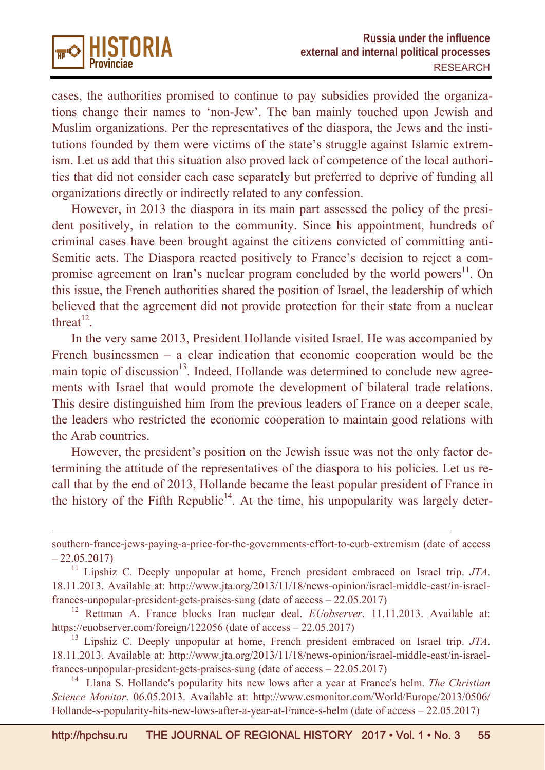cases, the authorities promised to continue to pay subsidies provided the organizations change their names to 'non-Jew'. The ban mainly touched upon Jewish and Muslim organizations. Per the representatives of the diaspora, the Jews and the institutions founded by them were victims of the state's struggle against Islamic extremism. Let us add that this situation also proved lack of competence of the local authorities that did not consider each case separately but preferred to deprive of funding all organizations directly or indirectly related to any confession.

However, in 2013 the diaspora in its main part assessed the policy of the president positively, in relation to the community. Since his appointment, hundreds of criminal cases have been brought against the citizens convicted of committing anti-Semitic acts. The Diaspora reacted positively to France's decision to reject a compromise agreement on Iran's nuclear program concluded by the world powers[11]. On this issue, the French authorities shared the position of Israel, the leadership of which believed that the agreement did not provide protection for their state from a nuclear threat[12].

In the very same 2013, President Hollande visited Israel. He was accompanied by French businessmen – a clear indication that economic cooperation would be the main topic of discussion[13]. Indeed, Hollande was determined to conclude new agreements with Israel that would promote the development of bilateral trade relations. This desire distinguished him from the previous leaders of France on a deeper scale, the leaders who restricted the economic cooperation to maintain good relations with the Arab countries.

However, the president's position on the Jewish issue was not the only factor determining the attitude of the representatives of the diaspora to his policies. Let us recall that by the end of 2013, Hollande became the least popular president of France in the history of the Fifth Republic[14]. At the time, his unpopularity was largely deter-

---

southern-france-jews-paying-a-price-for-the-governments-effort-to-curb-extremism (date of access – 22.05.2017)

[11] Lipshiz C. Deeply unpopular at home, French president embraced on Israel trip. *JTA*. 18.11.2013. Available at: http://www.jta.org/2013/11/18/news-opinion/israel-middle-east/in-israel-frances-unpopular-president-gets-praises-sung (date of access – 22.05.2017)

[12] Rettman A. France blocks Iran nuclear deal. *EUobserver*. 11.11.2013. Available at: https://euobserver.com/foreign/122056 (date of access – 22.05.2017)

[13] Lipshiz C. Deeply unpopular at home, French president embraced on Israel trip. *JTA*. 18.11.2013. Available at: http://www.jta.org/2013/11/18/news-opinion/israel-middle-east/in-israel-frances-unpopular-president-gets-praises-sung (date of access – 22.05.2017)

[14] Llana S. Hollande's popularity hits new lows after a year at France's helm. *The Christian Science Monitor*. 06.05.2013. Available at: http://www.csmonitor.com/World/Europe/2013/0506/Hollande-s-popularity-hits-new-lows-after-a-year-at-France-s-helm (date of access – 22.05.2017)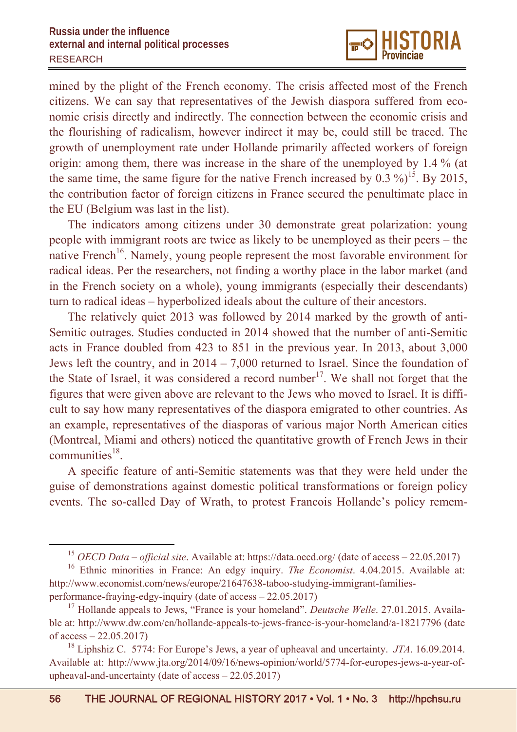mined by the plight of the French economy. The crisis affected most of the French citizens. We can say that representatives of the Jewish diaspora suffered from economic crisis directly and indirectly. The connection between the economic crisis and the flourishing of radicalism, however indirect it may be, could still be traced. The growth of unemployment rate under Hollande primarily affected workers of foreign origin: among them, there was increase in the share of the unemployed by 1.4 % (at the same time, the same figure for the native French increased by 0.3 %)[15]. By 2015, the contribution factor of foreign citizens in France secured the penultimate place in the EU (Belgium was last in the list).

The indicators among citizens under 30 demonstrate great polarization: young people with immigrant roots are twice as likely to be unemployed as their peers – the native French[16]. Namely, young people represent the most favorable environment for radical ideas. Per the researchers, not finding a worthy place in the labor market (and in the French society on a whole), young immigrants (especially their descendants) turn to radical ideas – hyperbolized ideals about the culture of their ancestors.

The relatively quiet 2013 was followed by 2014 marked by the growth of anti-Semitic outrages. Studies conducted in 2014 showed that the number of anti-Semitic acts in France doubled from 423 to 851 in the previous year. In 2013, about 3,000 Jews left the country, and in 2014 – 7,000 returned to Israel. Since the foundation of the State of Israel, it was considered a record number[17]. We shall not forget that the figures that were given above are relevant to the Jews who moved to Israel. It is difficult to say how many representatives of the diaspora emigrated to other countries. As an example, representatives of the diasporas of various major North American cities (Montreal, Miami and others) noticed the quantitative growth of French Jews in their communities[18].

A specific feature of anti-Semitic statements was that they were held under the guise of demonstrations against domestic political transformations or foreign policy events. The so-called Day of Wrath, to protest Francois Hollande's policy remem-

---

[15] *OECD Data – official site*. Available at: https://data.oecd.org/ (date of access – 22.05.2017)

[16] Ethnic minorities in France: An edgy inquiry. *The Economist*. 4.04.2015. Available at: http://www.economist.com/news/europe/21647638-taboo-studying-immigrant-families-performance-fraying-edgy-inquiry (date of access – 22.05.2017)

[17] Hollande appeals to Jews, "France is your homeland". *Deutsche Welle*. 27.01.2015. Available at: http://www.dw.com/en/hollande-appeals-to-jews-france-is-your-homeland/a-18217796 (date of access – 22.05.2017)

[18] Liphshiz C. 5774: For Europe's Jews, a year of upheaval and uncertainty. *JTA*. 16.09.2014. Available at: http://www.jta.org/2014/09/16/news-opinion/world/5774-for-europes-jews-a-year-of-upheaval-and-uncertainty (date of access – 22.05.2017)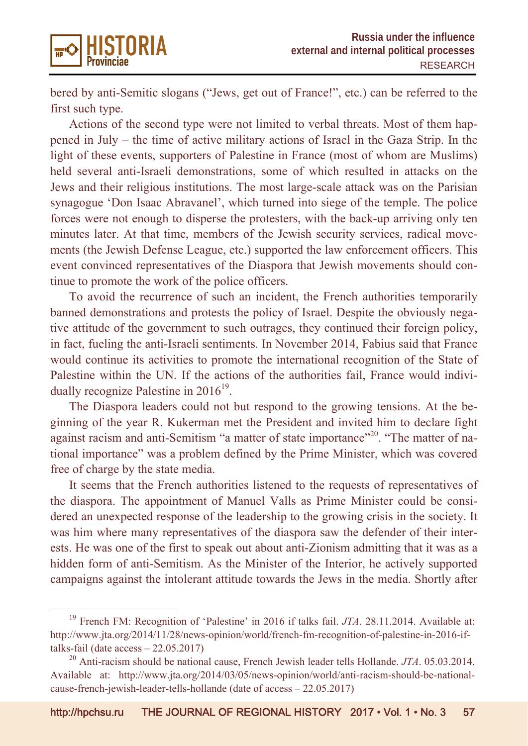bered by anti-Semitic slogans ("Jews, get out of France!", etc.) can be referred to the first such type.

Actions of the second type were not limited to verbal threats. Most of them happened in July – the time of active military actions of Israel in the Gaza Strip. In the light of these events, supporters of Palestine in France (most of whom are Muslims) held several anti-Israeli demonstrations, some of which resulted in attacks on the Jews and their religious institutions. The most large-scale attack was on the Parisian synagogue 'Don Isaac Abravanel', which turned into siege of the temple. The police forces were not enough to disperse the protesters, with the back-up arriving only ten minutes later. At that time, members of the Jewish security services, radical movements (the Jewish Defense League, etc.) supported the law enforcement officers. This event convinced representatives of the Diaspora that Jewish movements should continue to promote the work of the police officers.

To avoid the recurrence of such an incident, the French authorities temporarily banned demonstrations and protests the policy of Israel. Despite the obviously negative attitude of the government to such outrages, they continued their foreign policy, in fact, fueling the anti-Israeli sentiments. In November 2014, Fabius said that France would continue its activities to promote the international recognition of the State of Palestine within the UN. If the actions of the authorities fail, France would individually recognize Palestine in 2016[19].

The Diaspora leaders could not but respond to the growing tensions. At the beginning of the year R. Kukerman met the President and invited him to declare fight against racism and anti-Semitism "a matter of state importance"[20]. "The matter of national importance" was a problem defined by the Prime Minister, which was covered free of charge by the state media.

It seems that the French authorities listened to the requests of representatives of the diaspora. The appointment of Manuel Valls as Prime Minister could be considered an unexpected response of the leadership to the growing crisis in the society. It was him where many representatives of the diaspora saw the defender of their interests. He was one of the first to speak out about anti-Zionism admitting that it was as a hidden form of anti-Semitism. As the Minister of the Interior, he actively supported campaigns against the intolerant attitude towards the Jews in the media. Shortly after

---

[19] French FM: Recognition of 'Palestine' in 2016 if talks fail. *JTA*. 28.11.2014. Available at: http://www.jta.org/2014/11/28/news-opinion/world/french-fm-recognition-of-palestine-in-2016-if-talks-fail (date access – 22.05.2017)

[20] Anti-racism should be national cause, French Jewish leader tells Hollande. *JTA*. 05.03.2014. Available at: http://www.jta.org/2014/03/05/news-opinion/world/anti-racism-should-be-national-cause-french-jewish-leader-tells-hollande (date of access – 22.05.2017)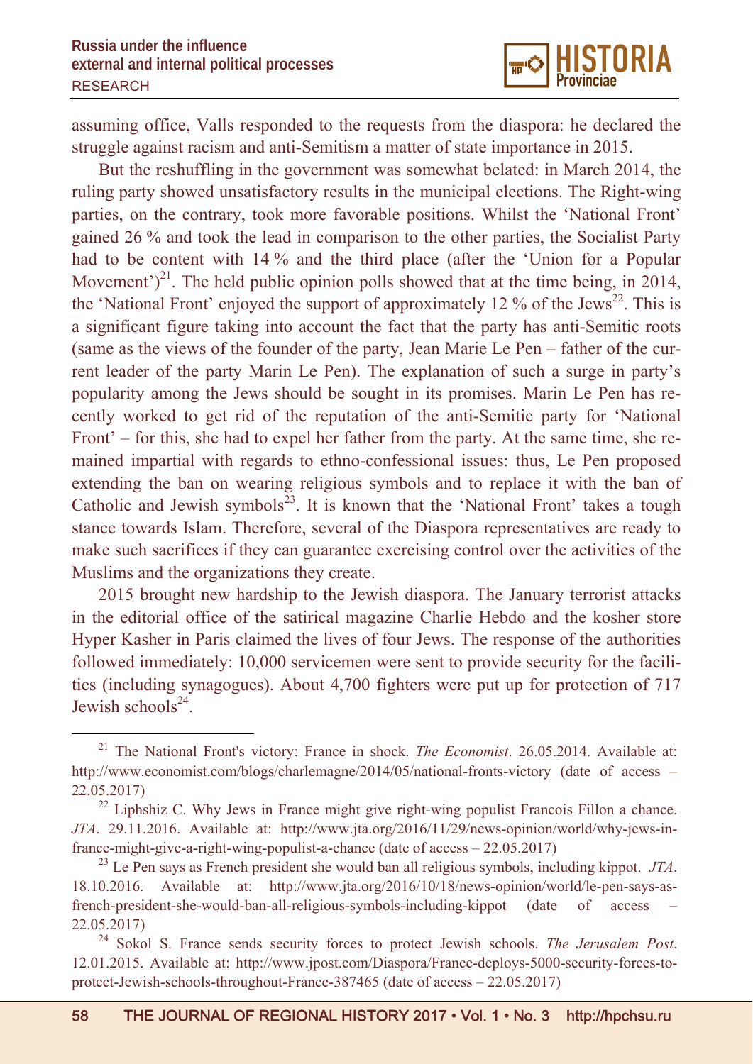assuming office, Valls responded to the requests from the diaspora: he declared the struggle against racism and anti-Semitism a matter of state importance in 2015.

But the reshuffling in the government was somewhat belated: in March 2014, the ruling party showed unsatisfactory results in the municipal elections. The Right-wing parties, on the contrary, took more favorable positions. Whilst the 'National Front' gained 26 % and took the lead in comparison to the other parties, the Socialist Party had to be content with 14 % and the third place (after the 'Union for a Popular Movement')[21]. The held public opinion polls showed that at the time being, in 2014, the 'National Front' enjoyed the support of approximately 12 % of the Jews[22]. This is a significant figure taking into account the fact that the party has anti-Semitic roots (same as the views of the founder of the party, Jean Marie Le Pen – father of the current leader of the party Marin Le Pen). The explanation of such a surge in party's popularity among the Jews should be sought in its promises. Marin Le Pen has recently worked to get rid of the reputation of the anti-Semitic party for 'National Front' – for this, she had to expel her father from the party. At the same time, she remained impartial with regards to ethno-confessional issues: thus, Le Pen proposed extending the ban on wearing religious symbols and to replace it with the ban of Catholic and Jewish symbols[23]. It is known that the 'National Front' takes a tough stance towards Islam. Therefore, several of the Diaspora representatives are ready to make such sacrifices if they can guarantee exercising control over the activities of the Muslims and the organizations they create.

2015 brought new hardship to the Jewish diaspora. The January terrorist attacks in the editorial office of the satirical magazine Charlie Hebdo and the kosher store Hyper Kasher in Paris claimed the lives of four Jews. The response of the authorities followed immediately: 10,000 servicemen were sent to provide security for the facilities (including synagogues). About 4,700 fighters were put up for protection of 717 Jewish schools[24].

---

[21] The National Front's victory: France in shock. *The Economist*. 26.05.2014. Available at: http://www.economist.com/blogs/charlemagne/2014/05/national-fronts-victory (date of access – 22.05.2017)

[22] Liphshiz C. Why Jews in France might give right-wing populist Francois Fillon a chance. *JTA*. 29.11.2016. Available at: http://www.jta.org/2016/11/29/news-opinion/world/why-jews-in-france-might-give-a-right-wing-populist-a-chance (date of access – 22.05.2017)

[23] Le Pen says as French president she would ban all religious symbols, including kippot. *JTA*. 18.10.2016. Available at: http://www.jta.org/2016/10/18/news-opinion/world/le-pen-says-as-french-president-she-would-ban-all-religious-symbols-including-kippot (date of access – 22.05.2017)

[24] Sokol S. France sends security forces to protect Jewish schools. *The Jerusalem Post*. 12.01.2015. Available at: http://www.jpost.com/Diaspora/France-deploys-5000-security-forces-to-protect-Jewish-schools-throughout-France-387465 (date of access – 22.05.2017)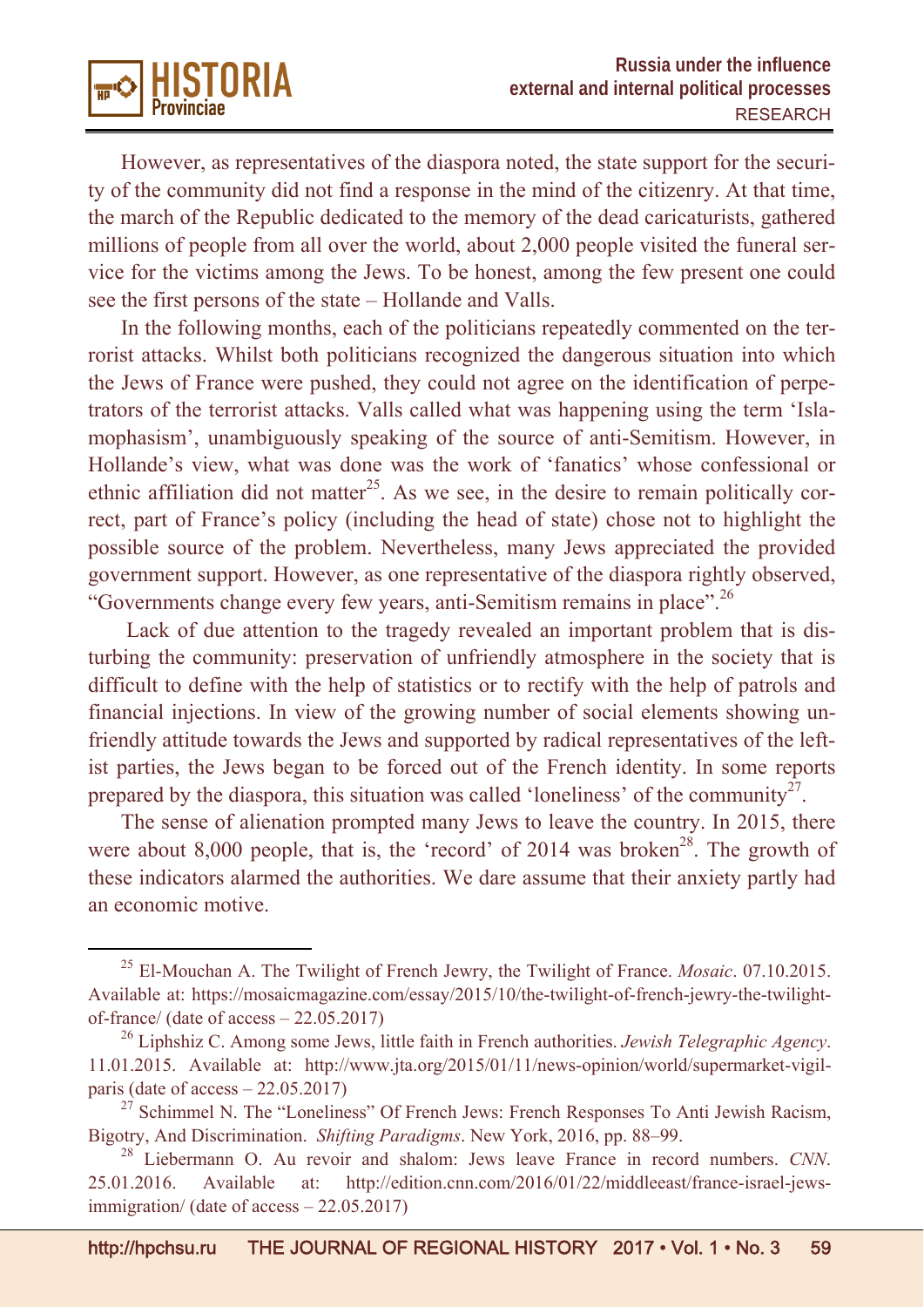However, as representatives of the diaspora noted, the state support for the security of the community did not find a response in the mind of the citizenry. At that time, the march of the Republic dedicated to the memory of the dead caricaturists, gathered millions of people from all over the world, about 2,000 people visited the funeral service for the victims among the Jews. To be honest, among the few present one could see the first persons of the state – Hollande and Valls.

In the following months, each of the politicians repeatedly commented on the terrorist attacks. Whilst both politicians recognized the dangerous situation into which the Jews of France were pushed, they could not agree on the identification of perpetrators of the terrorist attacks. Valls called what was happening using the term 'Islamophasism', unambiguously speaking of the source of anti-Semitism. However, in Hollande's view, what was done was the work of 'fanatics' whose confessional or ethnic affiliation did not matter[25]. As we see, in the desire to remain politically correct, part of France's policy (including the head of state) chose not to highlight the possible source of the problem. Nevertheless, many Jews appreciated the provided government support. However, as one representative of the diaspora rightly observed, "Governments change every few years, anti-Semitism remains in place".[26]

Lack of due attention to the tragedy revealed an important problem that is disturbing the community: preservation of unfriendly atmosphere in the society that is difficult to define with the help of statistics or to rectify with the help of patrols and financial injections. In view of the growing number of social elements showing unfriendly attitude towards the Jews and supported by radical representatives of the leftist parties, the Jews began to be forced out of the French identity. In some reports prepared by the diaspora, this situation was called 'loneliness' of the community[27].

The sense of alienation prompted many Jews to leave the country. In 2015, there were about 8,000 people, that is, the 'record' of 2014 was broken[28]. The growth of these indicators alarmed the authorities. We dare assume that their anxiety partly had an economic motive.

---

[25] El-Mouchan A. The Twilight of French Jewry, the Twilight of France. *Mosaic*. 07.10.2015. Available at: https://mosaicmagazine.com/essay/2015/10/the-twilight-of-french-jewry-the-twilight-of-france/ (date of access – 22.05.2017)

[26] Liphshiz C. Among some Jews, little faith in French authorities. *Jewish Telegraphic Agency*. 11.01.2015. Available at: http://www.jta.org/2015/01/11/news-opinion/world/supermarket-vigil-paris (date of access – 22.05.2017)

[27] Schimmel N. The "Loneliness" Of French Jews: French Responses To Anti Jewish Racism, Bigotry, And Discrimination. *Shifting Paradigms*. New York, 2016, pp. 88–99.

[28] Liebermann O. Au revoir and shalom: Jews leave France in record numbers. *CNN*. 25.01.2016. Available at: http://edition.cnn.com/2016/01/22/middleeast/france-israel-jews-immigration/ (date of access – 22.05.2017)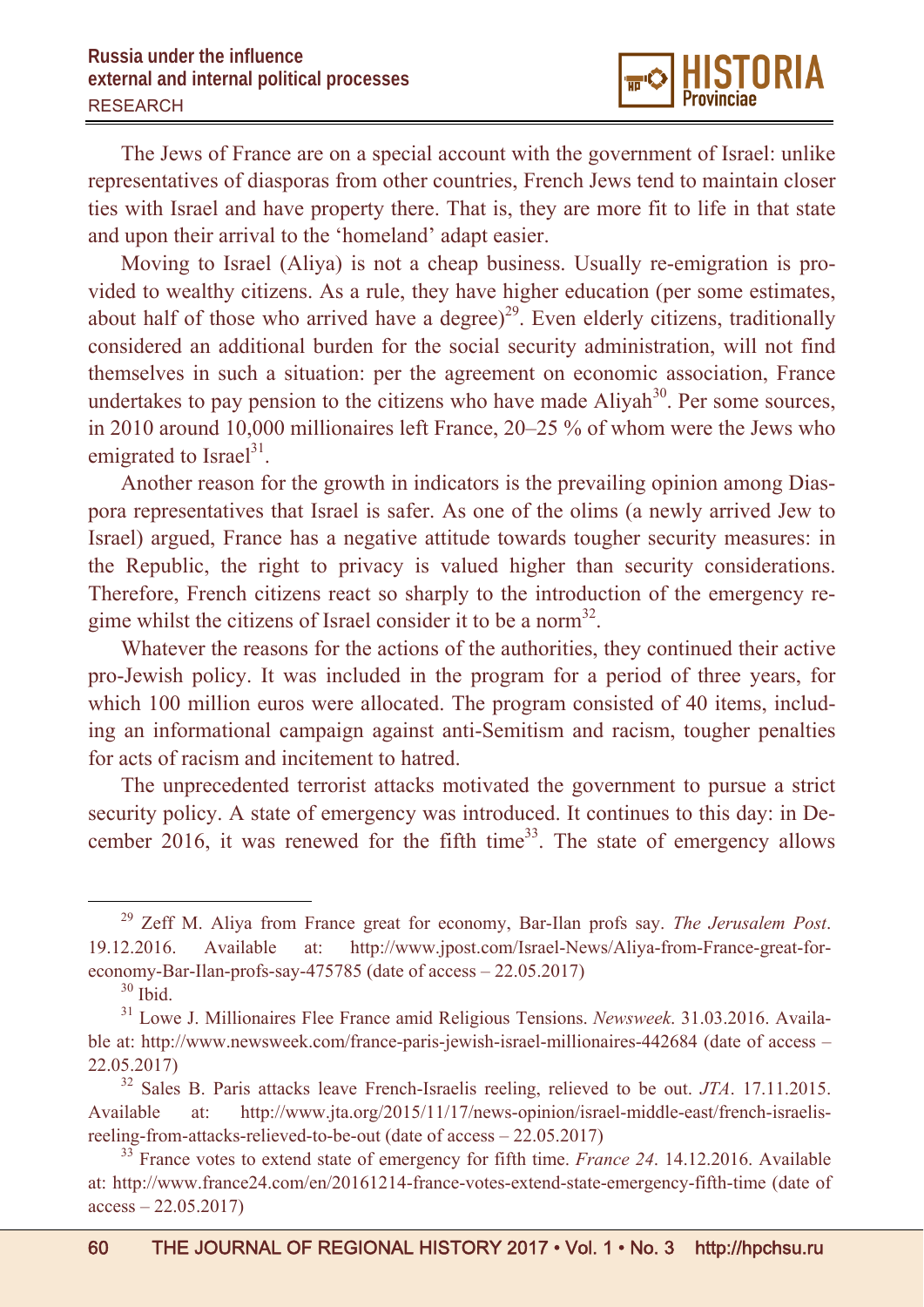The Jews of France are on a special account with the government of Israel: unlike representatives of diasporas from other countries, French Jews tend to maintain closer ties with Israel and have property there. That is, they are more fit to life in that state and upon their arrival to the 'homeland' adapt easier.

Moving to Israel (Aliya) is not a cheap business. Usually re-emigration is provided to wealthy citizens. As a rule, they have higher education (per some estimates, about half of those who arrived have a degree)[29]. Even elderly citizens, traditionally considered an additional burden for the social security administration, will not find themselves in such a situation: per the agreement on economic association, France undertakes to pay pension to the citizens who have made Aliyah[30]. Per some sources, in 2010 around 10,000 millionaires left France, 20–25 % of whom were the Jews who emigrated to Israel[31].

Another reason for the growth in indicators is the prevailing opinion among Diaspora representatives that Israel is safer. As one of the olims (a newly arrived Jew to Israel) argued, France has a negative attitude towards tougher security measures: in the Republic, the right to privacy is valued higher than security considerations. Therefore, French citizens react so sharply to the introduction of the emergency regime whilst the citizens of Israel consider it to be a norm[32].

Whatever the reasons for the actions of the authorities, they continued their active pro-Jewish policy. It was included in the program for a period of three years, for which 100 million euros were allocated. The program consisted of 40 items, including an informational campaign against anti-Semitism and racism, tougher penalties for acts of racism and incitement to hatred.

The unprecedented terrorist attacks motivated the government to pursue a strict security policy. A state of emergency was introduced. It continues to this day: in December 2016, it was renewed for the fifth time[33]. The state of emergency allows

---

[29] Zeff M. Aliya from France great for economy, Bar-Ilan profs say. *The Jerusalem Post*. 19.12.2016. Available at: http://www.jpost.com/Israel-News/Aliya-from-France-great-for-economy-Bar-Ilan-profs-say-475785 (date of access – 22.05.2017)

[30] Ibid.

[31] Lowe J. Millionaires Flee France amid Religious Tensions. *Newsweek*. 31.03.2016. Available at: http://www.newsweek.com/france-paris-jewish-israel-millionaires-442684 (date of access – 22.05.2017)

[32] Sales B. Paris attacks leave French-Israelis reeling, relieved to be out. *JTA*. 17.11.2015. Available at: http://www.jta.org/2015/11/17/news-opinion/israel-middle-east/french-israelis-reeling-from-attacks-relieved-to-be-out (date of access – 22.05.2017)

[33] France votes to extend state of emergency for fifth time. *France 24*. 14.12.2016. Available at: http://www.france24.com/en/20161214-france-votes-extend-state-emergency-fifth-time (date of access – 22.05.2017)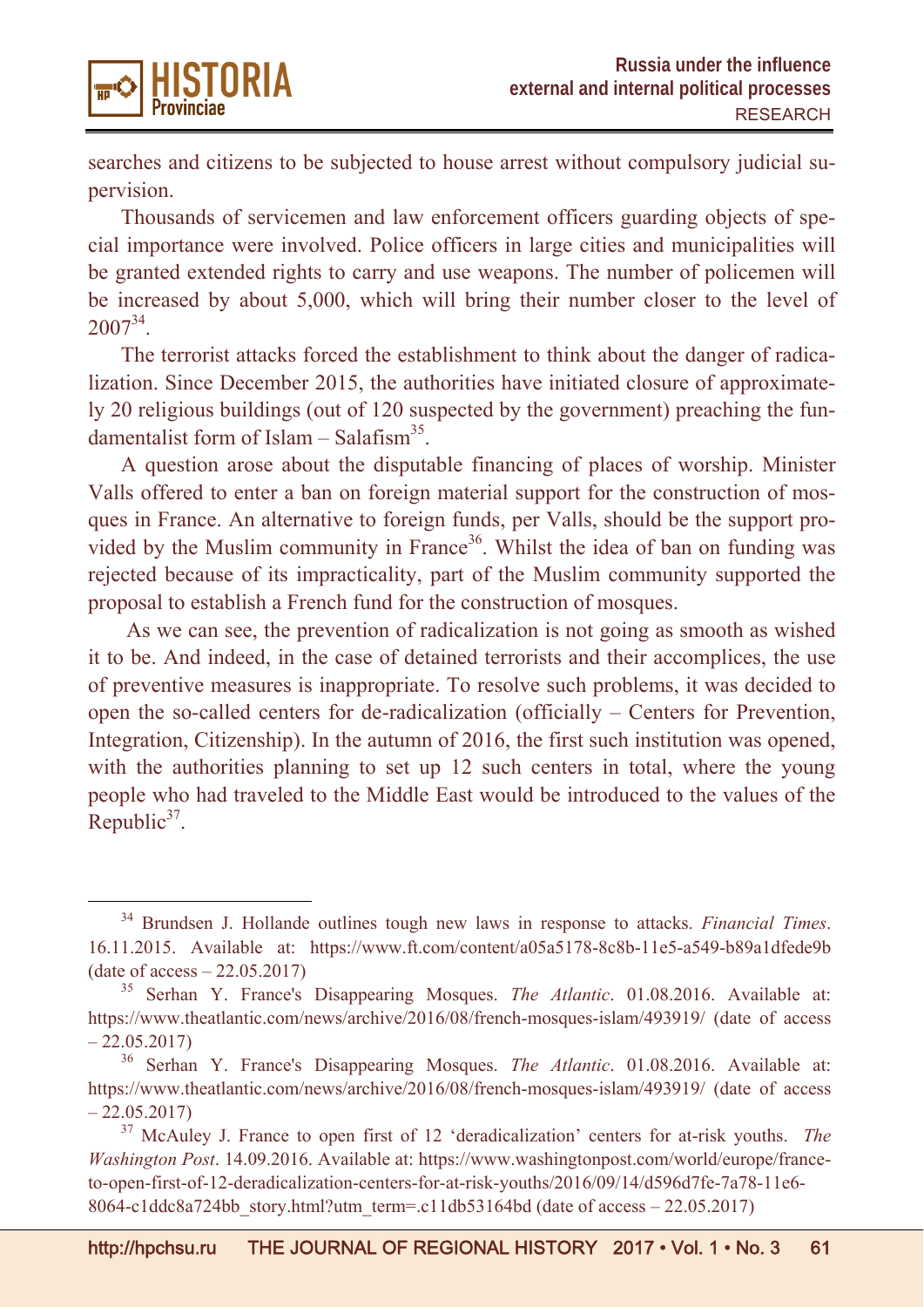searches and citizens to be subjected to house arrest without compulsory judicial supervision.

Thousands of servicemen and law enforcement officers guarding objects of special importance were involved. Police officers in large cities and municipalities will be granted extended rights to carry and use weapons. The number of policemen will be increased by about 5,000, which will bring their number closer to the level of 2007[34].

The terrorist attacks forced the establishment to think about the danger of radicalization. Since December 2015, the authorities have initiated closure of approximately 20 religious buildings (out of 120 suspected by the government) preaching the fundamentalist form of Islam – Salafism[35].

A question arose about the disputable financing of places of worship. Minister Valls offered to enter a ban on foreign material support for the construction of mosques in France. An alternative to foreign funds, per Valls, should be the support provided by the Muslim community in France[36]. Whilst the idea of ban on funding was rejected because of its impracticality, part of the Muslim community supported the proposal to establish a French fund for the construction of mosques.

As we can see, the prevention of radicalization is not going as smooth as wished it to be. And indeed, in the case of detained terrorists and their accomplices, the use of preventive measures is inappropriate. To resolve such problems, it was decided to open the so-called centers for de-radicalization (officially – Centers for Prevention, Integration, Citizenship). In the autumn of 2016, the first such institution was opened, with the authorities planning to set up 12 such centers in total, where the young people who had traveled to the Middle East would be introduced to the values of the Republic[37].

---

[34] Brundsen J. Hollande outlines tough new laws in response to attacks. *Financial Times*. 16.11.2015. Available at: https://www.ft.com/content/a05a5178-8c8b-11e5-a549-b89a1dfede9b (date of access – 22.05.2017)

[35] Serhan Y. France's Disappearing Mosques. *The Atlantic*. 01.08.2016. Available at: https://www.theatlantic.com/news/archive/2016/08/french-mosques-islam/493919/ (date of access – 22.05.2017)

[36] Serhan Y. France's Disappearing Mosques. *The Atlantic*. 01.08.2016. Available at: https://www.theatlantic.com/news/archive/2016/08/french-mosques-islam/493919/ (date of access – 22.05.2017)

[37] McAuley J. France to open first of 12 'deradicalization' centers for at-risk youths. *The Washington Post*. 14.09.2016. Available at: https://www.washingtonpost.com/world/europe/france-to-open-first-of-12-deradicalization-centers-for-at-risk-youths/2016/09/14/d596d7fe-7a78-11e6-8064-c1ddc8a724bb_story.html?utm_term=.c11db53164bd (date of access – 22.05.2017)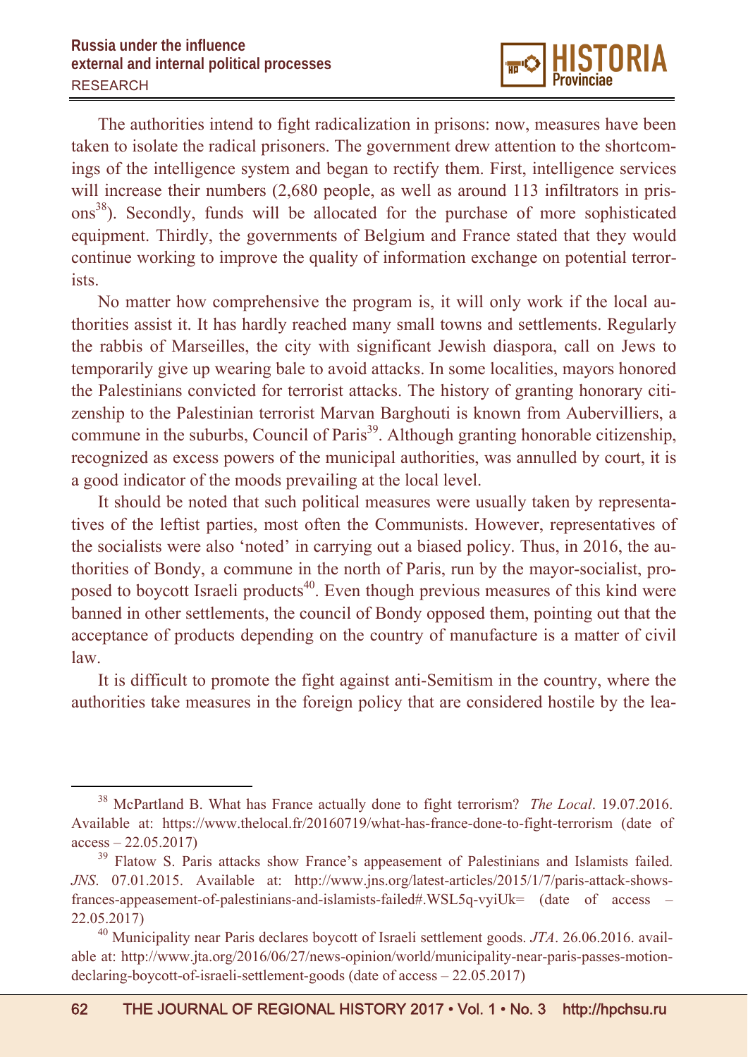The authorities intend to fight radicalization in prisons: now, measures have been taken to isolate the radical prisoners. The government drew attention to the shortcomings of the intelligence system and began to rectify them. First, intelligence services will increase their numbers (2,680 people, as well as around 113 infiltrators in prisons[38]). Secondly, funds will be allocated for the purchase of more sophisticated equipment. Thirdly, the governments of Belgium and France stated that they would continue working to improve the quality of information exchange on potential terrorists.

No matter how comprehensive the program is, it will only work if the local authorities assist it. It has hardly reached many small towns and settlements. Regularly the rabbis of Marseilles, the city with significant Jewish diaspora, call on Jews to temporarily give up wearing bale to avoid attacks. In some localities, mayors honored the Palestinians convicted for terrorist attacks. The history of granting honorary citizenship to the Palestinian terrorist Marvan Barghouti is known from Aubervilliers, a commune in the suburbs, Council of Paris[39]. Although granting honorable citizenship, recognized as excess powers of the municipal authorities, was annulled by court, it is a good indicator of the moods prevailing at the local level.

It should be noted that such political measures were usually taken by representatives of the leftist parties, most often the Communists. However, representatives of the socialists were also 'noted' in carrying out a biased policy. Thus, in 2016, the authorities of Bondy, a commune in the north of Paris, run by the mayor-socialist, proposed to boycott Israeli products[40]. Even though previous measures of this kind were banned in other settlements, the council of Bondy opposed them, pointing out that the acceptance of products depending on the country of manufacture is a matter of civil law.

It is difficult to promote the fight against anti-Semitism in the country, where the authorities take measures in the foreign policy that are considered hostile by the lea-

---

[38] McPartland B. What has France actually done to fight terrorism? *The Local*. 19.07.2016. Available at: https://www.thelocal.fr/20160719/what-has-france-done-to-fight-terrorism (date of access – 22.05.2017)

[39] Flatow S. Paris attacks show France's appeasement of Palestinians and Islamists failed. *JNS*. 07.01.2015. Available at: http://www.jns.org/latest-articles/2015/1/7/paris-attack-shows-frances-appeasement-of-palestinians-and-islamists-failed#.WSL5q-vyiUk= (date of access – 22.05.2017)

[40] Municipality near Paris declares boycott of Israeli settlement goods. *JTA*. 26.06.2016. available at: http://www.jta.org/2016/06/27/news-opinion/world/municipality-near-paris-passes-motion-declaring-boycott-of-israeli-settlement-goods (date of access – 22.05.2017)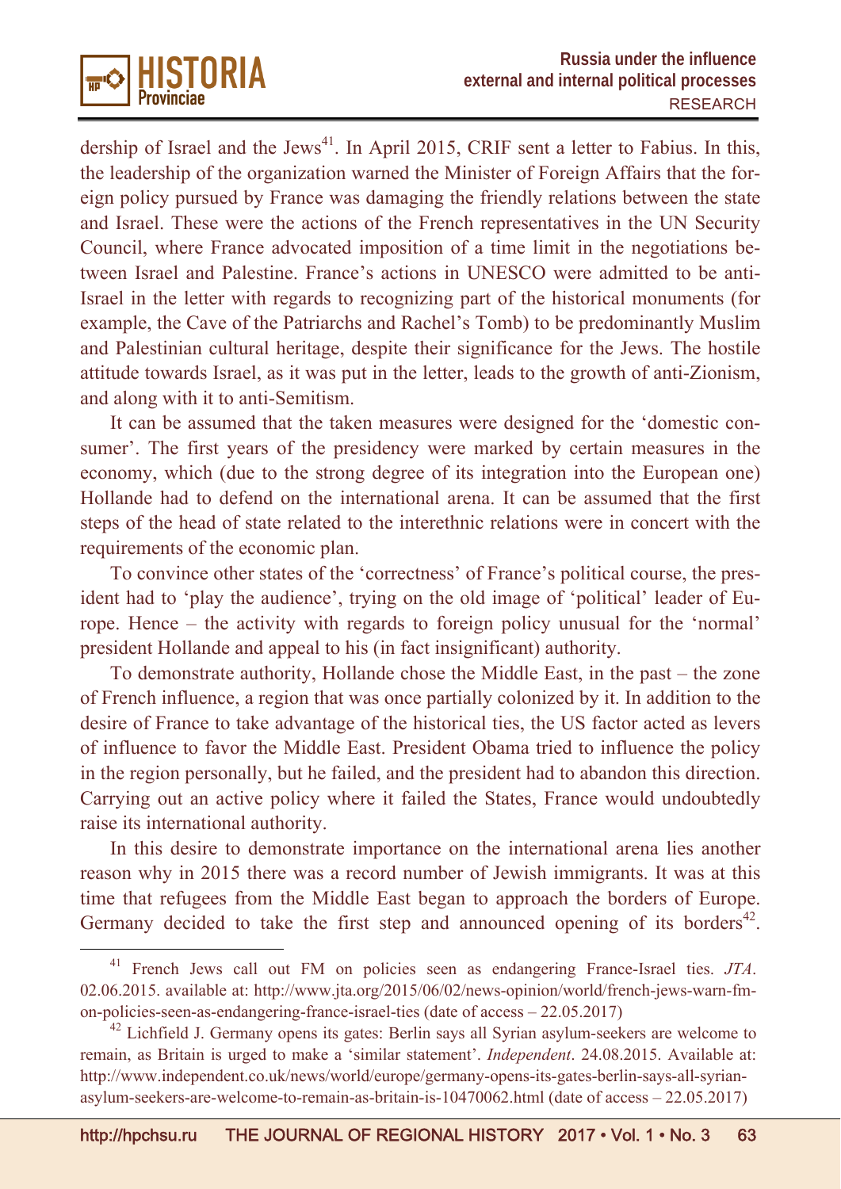dership of Israel and the Jews[41]. In April 2015, CRIF sent a letter to Fabius. In this, the leadership of the organization warned the Minister of Foreign Affairs that the foreign policy pursued by France was damaging the friendly relations between the state and Israel. These were the actions of the French representatives in the UN Security Council, where France advocated imposition of a time limit in the negotiations between Israel and Palestine. France's actions in UNESCO were admitted to be anti-Israel in the letter with regards to recognizing part of the historical monuments (for example, the Cave of the Patriarchs and Rachel's Tomb) to be predominantly Muslim and Palestinian cultural heritage, despite their significance for the Jews. The hostile attitude towards Israel, as it was put in the letter, leads to the growth of anti-Zionism, and along with it to anti-Semitism.

It can be assumed that the taken measures were designed for the 'domestic consumer'. The first years of the presidency were marked by certain measures in the economy, which (due to the strong degree of its integration into the European one) Hollande had to defend on the international arena. It can be assumed that the first steps of the head of state related to the interethnic relations were in concert with the requirements of the economic plan.

To convince other states of the 'correctness' of France's political course, the president had to 'play the audience', trying on the old image of 'political' leader of Europe. Hence – the activity with regards to foreign policy unusual for the 'normal' president Hollande and appeal to his (in fact insignificant) authority.

To demonstrate authority, Hollande chose the Middle East, in the past – the zone of French influence, a region that was once partially colonized by it. In addition to the desire of France to take advantage of the historical ties, the US factor acted as levers of influence to favor the Middle East. President Obama tried to influence the policy in the region personally, but he failed, and the president had to abandon this direction. Carrying out an active policy where it failed the States, France would undoubtedly raise its international authority.

In this desire to demonstrate importance on the international arena lies another reason why in 2015 there was a record number of Jewish immigrants. It was at this time that refugees from the Middle East began to approach the borders of Europe. Germany decided to take the first step and announced opening of its borders[42].

---

[41] French Jews call out FM on policies seen as endangering France-Israel ties. *JTA*. 02.06.2015. available at: http://www.jta.org/2015/06/02/news-opinion/world/french-jews-warn-fm-on-policies-seen-as-endangering-france-israel-ties (date of access – 22.05.2017)

[42] Lichfield J. Germany opens its gates: Berlin says all Syrian asylum-seekers are welcome to remain, as Britain is urged to make a 'similar statement'. *Independent*. 24.08.2015. Available at: http://www.independent.co.uk/news/world/europe/germany-opens-its-gates-berlin-says-all-syrian-asylum-seekers-are-welcome-to-remain-as-britain-is-10470062.html (date of access – 22.05.2017)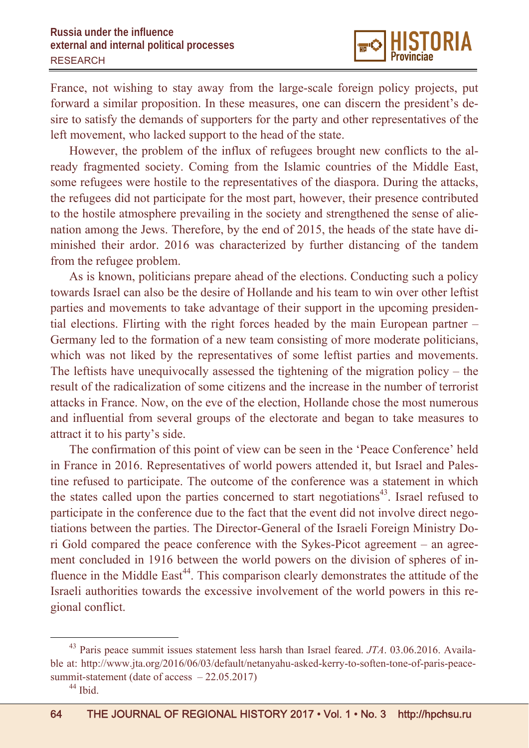France, not wishing to stay away from the large-scale foreign policy projects, put forward a similar proposition. In these measures, one can discern the president's desire to satisfy the demands of supporters for the party and other representatives of the left movement, who lacked support to the head of the state.

However, the problem of the influx of refugees brought new conflicts to the already fragmented society. Coming from the Islamic countries of the Middle East, some refugees were hostile to the representatives of the diaspora. During the attacks, the refugees did not participate for the most part, however, their presence contributed to the hostile atmosphere prevailing in the society and strengthened the sense of alienation among the Jews. Therefore, by the end of 2015, the heads of the state have diminished their ardor. 2016 was characterized by further distancing of the tandem from the refugee problem.

As is known, politicians prepare ahead of the elections. Conducting such a policy towards Israel can also be the desire of Hollande and his team to win over other leftist parties and movements to take advantage of their support in the upcoming presidential elections. Flirting with the right forces headed by the main European partner – Germany led to the formation of a new team consisting of more moderate politicians, which was not liked by the representatives of some leftist parties and movements. The leftists have unequivocally assessed the tightening of the migration policy – the result of the radicalization of some citizens and the increase in the number of terrorist attacks in France. Now, on the eve of the election, Hollande chose the most numerous and influential from several groups of the electorate and began to take measures to attract it to his party's side.

The confirmation of this point of view can be seen in the 'Peace Conference' held in France in 2016. Representatives of world powers attended it, but Israel and Palestine refused to participate. The outcome of the conference was a statement in which the states called upon the parties concerned to start negotiations[43]. Israel refused to participate in the conference due to the fact that the event did not involve direct negotiations between the parties. The Director-General of the Israeli Foreign Ministry Dori Gold compared the peace conference with the Sykes-Picot agreement – an agreement concluded in 1916 between the world powers on the division of spheres of influence in the Middle East[44]. This comparison clearly demonstrates the attitude of the Israeli authorities towards the excessive involvement of the world powers in this regional conflict.

---

[43] Paris peace summit issues statement less harsh than Israel feared. *JTA*. 03.06.2016. Available at: http://www.jta.org/2016/06/03/default/netanyahu-asked-kerry-to-soften-tone-of-paris-peace-summit-statement (date of access – 22.05.2017)

[44] Ibid.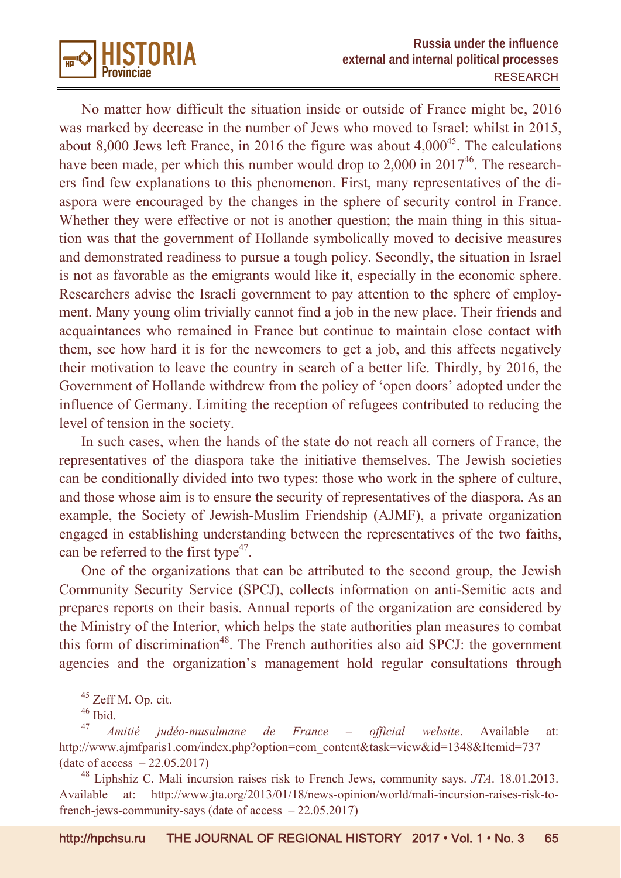No matter how difficult the situation inside or outside of France might be, 2016 was marked by decrease in the number of Jews who moved to Israel: whilst in 2015, about 8,000 Jews left France, in 2016 the figure was about 4,000[45]. The calculations have been made, per which this number would drop to 2,000 in 2017[46]. The researchers find few explanations to this phenomenon. First, many representatives of the diaspora were encouraged by the changes in the sphere of security control in France. Whether they were effective or not is another question; the main thing in this situation was that the government of Hollande symbolically moved to decisive measures and demonstrated readiness to pursue a tough policy. Secondly, the situation in Israel is not as favorable as the emigrants would like it, especially in the economic sphere. Researchers advise the Israeli government to pay attention to the sphere of employment. Many young olim trivially cannot find a job in the new place. Their friends and acquaintances who remained in France but continue to maintain close contact with them, see how hard it is for the newcomers to get a job, and this affects negatively their motivation to leave the country in search of a better life. Thirdly, by 2016, the Government of Hollande withdrew from the policy of 'open doors' adopted under the influence of Germany. Limiting the reception of refugees contributed to reducing the level of tension in the society.

In such cases, when the hands of the state do not reach all corners of France, the representatives of the diaspora take the initiative themselves. The Jewish societies can be conditionally divided into two types: those who work in the sphere of culture, and those whose aim is to ensure the security of representatives of the diaspora. As an example, the Society of Jewish-Muslim Friendship (AJMF), a private organization engaged in establishing understanding between the representatives of the two faiths, can be referred to the first type[47].

One of the organizations that can be attributed to the second group, the Jewish Community Security Service (SPCJ), collects information on anti-Semitic acts and prepares reports on their basis. Annual reports of the organization are considered by the Ministry of the Interior, which helps the state authorities plan measures to combat this form of discrimination[48]. The French authorities also aid SPCJ: the government agencies and the organization's management hold regular consultations through

---

[45] Zeff M. Op. cit.

[46] Ibid.

[47] *Amitié judéo-musulmane de France – official website*. Available at: http://www.ajmfparis1.com/index.php?option=com_content&task=view&id=1348&Itemid=737 (date of access – 22.05.2017)

[48] Liphshiz C. Mali incursion raises risk to French Jews, community says. *JTA*. 18.01.2013. Available at: http://www.jta.org/2013/01/18/news-opinion/world/mali-incursion-raises-risk-to-french-jews-community-says (date of access – 22.05.2017)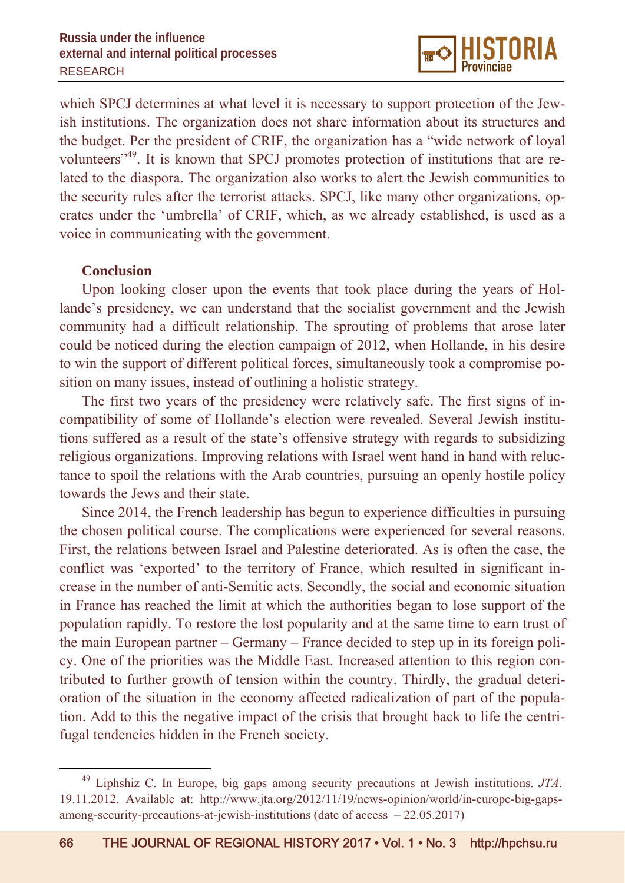which SPCJ determines at what level it is necessary to support protection of the Jewish institutions. The organization does not share information about its structures and the budget. Per the president of CRIF, the organization has a "wide network of loyal volunteers"[49]. It is known that SPCJ promotes protection of institutions that are related to the diaspora. The organization also works to alert the Jewish communities to the security rules after the terrorist attacks. SPCJ, like many other organizations, operates under the 'umbrella' of CRIF, which, as we already established, is used as a voice in communicating with the government.

## Conclusion

Upon looking closer upon the events that took place during the years of Hollande's presidency, we can understand that the socialist government and the Jewish community had a difficult relationship. The sprouting of problems that arose later could be noticed during the election campaign of 2012, when Hollande, in his desire to win the support of different political forces, simultaneously took a compromise position on many issues, instead of outlining a holistic strategy.

The first two years of the presidency were relatively safe. The first signs of incompatibility of some of Hollande's election were revealed. Several Jewish institutions suffered as a result of the state's offensive strategy with regards to subsidizing religious organizations. Improving relations with Israel went hand in hand with reluctance to spoil the relations with the Arab countries, pursuing an openly hostile policy towards the Jews and their state.

Since 2014, the French leadership has begun to experience difficulties in pursuing the chosen political course. The complications were experienced for several reasons. First, the relations between Israel and Palestine deteriorated. As is often the case, the conflict was 'exported' to the territory of France, which resulted in significant increase in the number of anti-Semitic acts. Secondly, the social and economic situation in France has reached the limit at which the authorities began to lose support of the population rapidly. To restore the lost popularity and at the same time to earn trust of the main European partner – Germany – France decided to step up in its foreign policy. One of the priorities was the Middle East. Increased attention to this region contributed to further growth of tension within the country. Thirdly, the gradual deterioration of the situation in the economy affected radicalization of part of the population. Add to this the negative impact of the crisis that brought back to life the centrifugal tendencies hidden in the French society.

---

[49] Liphshiz C. In Europe, big gaps among security precautions at Jewish institutions. *JTA*. 19.11.2012. Available at: http://www.jta.org/2012/11/19/news-opinion/world/in-europe-big-gaps-among-security-precautions-at-jewish-institutions (date of access – 22.05.2017)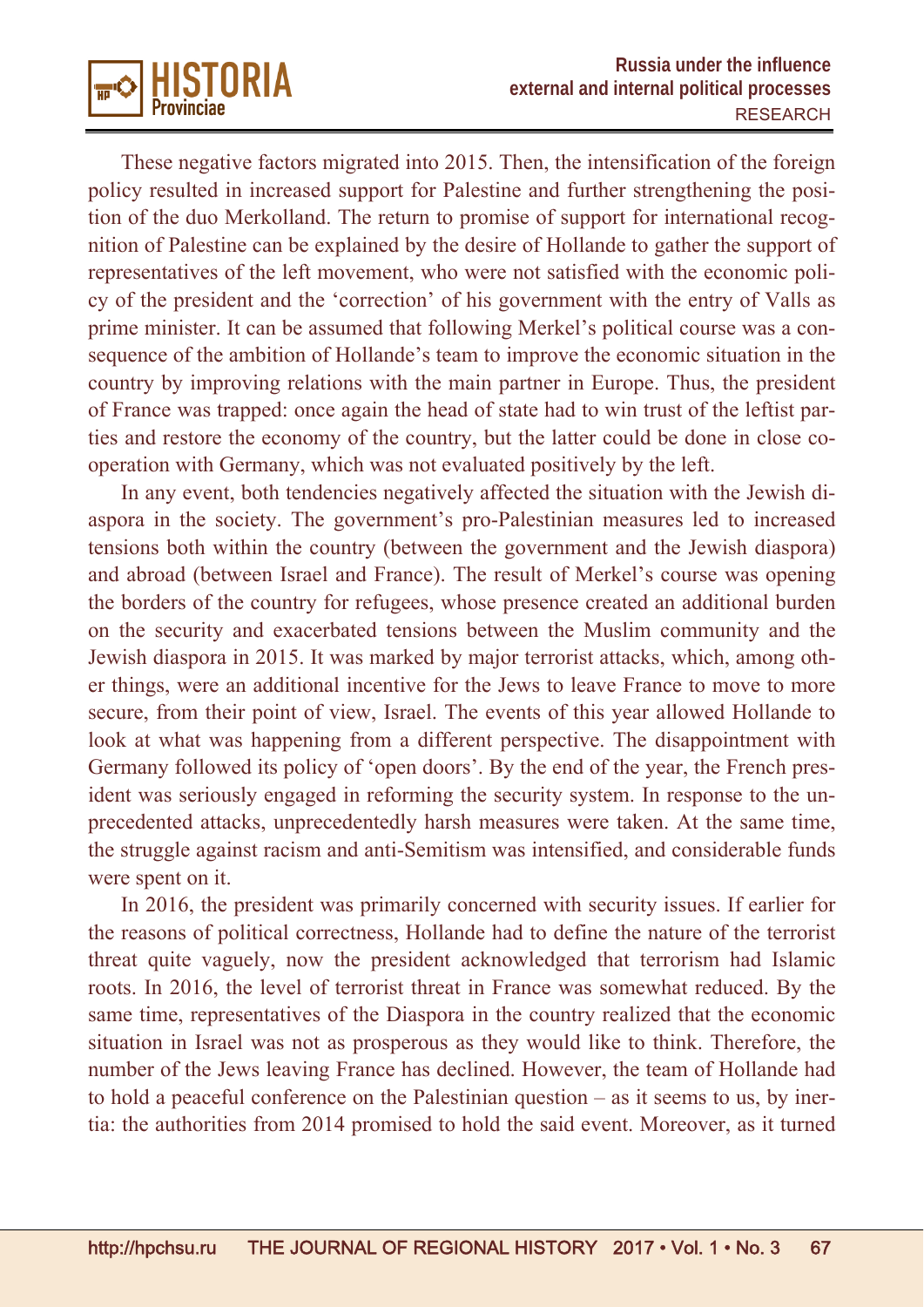These negative factors migrated into 2015. Then, the intensification of the foreign policy resulted in increased support for Palestine and further strengthening the position of the duo Merkolland. The return to promise of support for international recognition of Palestine can be explained by the desire of Hollande to gather the support of representatives of the left movement, who were not satisfied with the economic policy of the president and the 'correction' of his government with the entry of Valls as prime minister. It can be assumed that following Merkel's political course was a consequence of the ambition of Hollande's team to improve the economic situation in the country by improving relations with the main partner in Europe. Thus, the president of France was trapped: once again the head of state had to win trust of the leftist parties and restore the economy of the country, but the latter could be done in close cooperation with Germany, which was not evaluated positively by the left.

In any event, both tendencies negatively affected the situation with the Jewish diaspora in the society. The government's pro-Palestinian measures led to increased tensions both within the country (between the government and the Jewish diaspora) and abroad (between Israel and France). The result of Merkel's course was opening the borders of the country for refugees, whose presence created an additional burden on the security and exacerbated tensions between the Muslim community and the Jewish diaspora in 2015. It was marked by major terrorist attacks, which, among other things, were an additional incentive for the Jews to leave France to move to more secure, from their point of view, Israel. The events of this year allowed Hollande to look at what was happening from a different perspective. The disappointment with Germany followed its policy of 'open doors'. By the end of the year, the French president was seriously engaged in reforming the security system. In response to the unprecedented attacks, unprecedentedly harsh measures were taken. At the same time, the struggle against racism and anti-Semitism was intensified, and considerable funds were spent on it.

In 2016, the president was primarily concerned with security issues. If earlier for the reasons of political correctness, Hollande had to define the nature of the terrorist threat quite vaguely, now the president acknowledged that terrorism had Islamic roots. In 2016, the level of terrorist threat in France was somewhat reduced. By the same time, representatives of the Diaspora in the country realized that the economic situation in Israel was not as prosperous as they would like to think. Therefore, the number of the Jews leaving France has declined. However, the team of Hollande had to hold a peaceful conference on the Palestinian question – as it seems to us, by inertia: the authorities from 2014 promised to hold the said event. Moreover, as it turned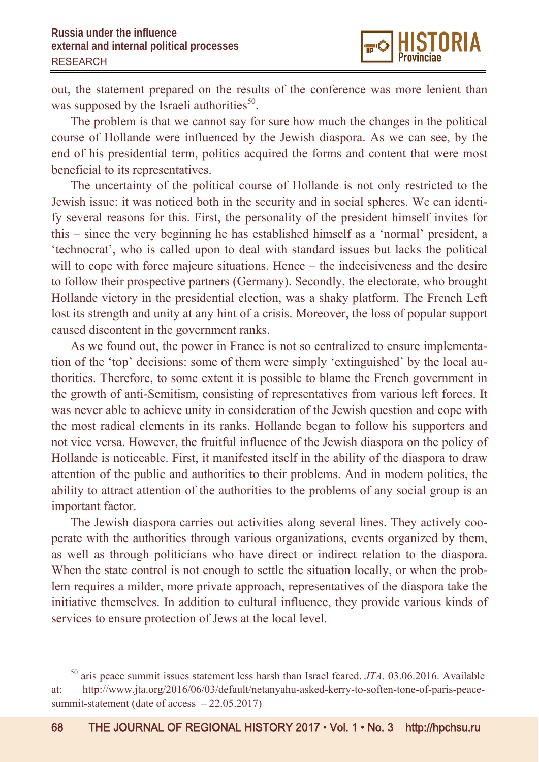out, the statement prepared on the results of the conference was more lenient than was supposed by the Israeli authorities[50].

The problem is that we cannot say for sure how much the changes in the political course of Hollande were influenced by the Jewish diaspora. As we can see, by the end of his presidential term, politics acquired the forms and content that were most beneficial to its representatives.

The uncertainty of the political course of Hollande is not only restricted to the Jewish issue: it was noticed both in the security and in social spheres. We can identify several reasons for this. First, the personality of the president himself invites for this – since the very beginning he has established himself as a 'normal' president, a 'technocrat', who is called upon to deal with standard issues but lacks the political will to cope with force majeure situations. Hence – the indecisiveness and the desire to follow their prospective partners (Germany). Secondly, the electorate, who brought Hollande victory in the presidential election, was a shaky platform. The French Left lost its strength and unity at any hint of a crisis. Moreover, the loss of popular support caused discontent in the government ranks.

As we found out, the power in France is not so centralized to ensure implementation of the 'top' decisions: some of them were simply 'extinguished' by the local authorities. Therefore, to some extent it is possible to blame the French government in the growth of anti-Semitism, consisting of representatives from various left forces. It was never able to achieve unity in consideration of the Jewish question and cope with the most radical elements in its ranks. Hollande began to follow his supporters and not vice versa. However, the fruitful influence of the Jewish diaspora on the policy of Hollande is noticeable. First, it manifested itself in the ability of the diaspora to draw attention of the public and authorities to their problems. And in modern politics, the ability to attract attention of the authorities to the problems of any social group is an important factor.

The Jewish diaspora carries out activities along several lines. They actively cooperate with the authorities through various organizations, events organized by them, as well as through politicians who have direct or indirect relation to the diaspora. When the state control is not enough to settle the situation locally, or when the problem requires a milder, more private approach, representatives of the diaspora take the initiative themselves. In addition to cultural influence, they provide various kinds of services to ensure protection of Jews at the local level.

---

[50] aris peace summit issues statement less harsh than Israel feared. *JTA*. 03.06.2016. Available at: http://www.jta.org/2016/06/03/default/netanyahu-asked-kerry-to-soften-tone-of-paris-peace-summit-statement (date of access – 22.05.2017)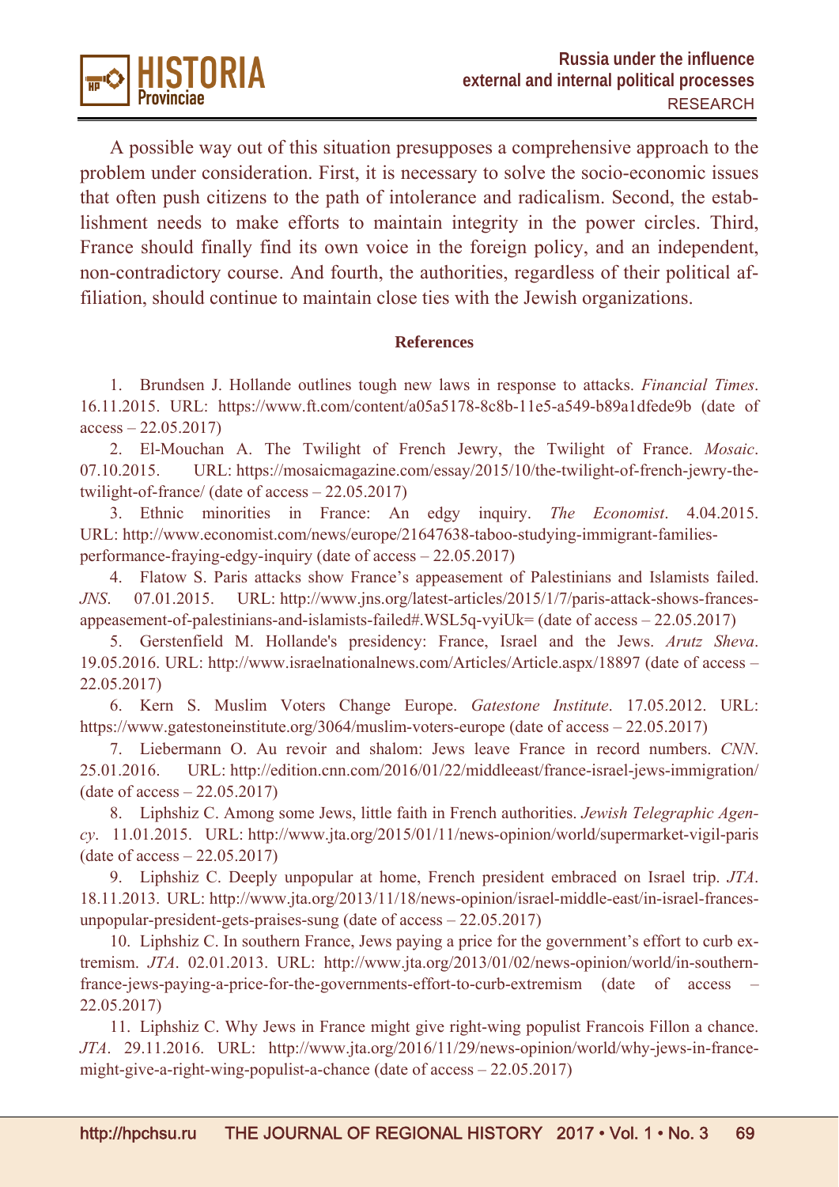A possible way out of this situation presupposes a comprehensive approach to the problem under consideration. First, it is necessary to solve the socio-economic issues that often push citizens to the path of intolerance and radicalism. Second, the establishment needs to make efforts to maintain integrity in the power circles. Third, France should finally find its own voice in the foreign policy, and an independent, non-contradictory course. And fourth, the authorities, regardless of their political affiliation, should continue to maintain close ties with the Jewish organizations.

**References**

1. Brundsen J. Hollande outlines tough new laws in response to attacks. *Financial Times*. 16.11.2015. URL: https://www.ft.com/content/a05a5178-8c8b-11e5-a549-b89a1dfede9b (date of access – 22.05.2017)
2. El-Mouchan A. The Twilight of French Jewry, the Twilight of France. *Mosaic*. 07.10.2015. URL: https://mosaicmagazine.com/essay/2015/10/the-twilight-of-french-jewry-the-twilight-of-france/ (date of access – 22.05.2017)
3. Ethnic minorities in France: An edgy inquiry. *The Economist*. 4.04.2015. URL: http://www.economist.com/news/europe/21647638-taboo-studying-immigrant-families-performance-fraying-edgy-inquiry (date of access – 22.05.2017)
4. Flatow S. Paris attacks show France's appeasement of Palestinians and Islamists failed. *JNS*. 07.01.2015. URL: http://www.jns.org/latest-articles/2015/1/7/paris-attack-shows-frances-appeasement-of-palestinians-and-islamists-failed#.WSL5q-vyiUk= (date of access – 22.05.2017)
5. Gerstenfield M. Hollande's presidency: France, Israel and the Jews. *Arutz Sheva*. 19.05.2016. URL: http://www.israelnationalnews.com/Articles/Article.aspx/18897 (date of access – 22.05.2017)
6. Kern S. Muslim Voters Change Europe. *Gatestone Institute*. 17.05.2012. URL: https://www.gatestoneinstitute.org/3064/muslim-voters-europe (date of access – 22.05.2017)
7. Liebermann O. Au revoir and shalom: Jews leave France in record numbers. *CNN*. 25.01.2016. URL: http://edition.cnn.com/2016/01/22/middleeast/france-israel-jews-immigration/ (date of access – 22.05.2017)
8. Liphshiz C. Among some Jews, little faith in French authorities. *Jewish Telegraphic Agency*. 11.01.2015. URL: http://www.jta.org/2015/01/11/news-opinion/world/supermarket-vigil-paris (date of access – 22.05.2017)
9. Liphshiz C. Deeply unpopular at home, French president embraced on Israel trip. *JTA*. 18.11.2013. URL: http://www.jta.org/2013/11/18/news-opinion/israel-middle-east/in-israel-frances-unpopular-president-gets-praises-sung (date of access – 22.05.2017)
10. Liphshiz C. In southern France, Jews paying a price for the government's effort to curb extremism. *JTA*. 02.01.2013. URL: http://www.jta.org/2013/01/02/news-opinion/world/in-southern-france-jews-paying-a-price-for-the-governments-effort-to-curb-extremism (date of access – 22.05.2017)
11. Liphshiz C. Why Jews in France might give right-wing populist Francois Fillon a chance. *JTA*. 29.11.2016. URL: http://www.jta.org/2016/11/29/news-opinion/world/why-jews-in-france-might-give-a-right-wing-populist-a-chance (date of access – 22.05.2017)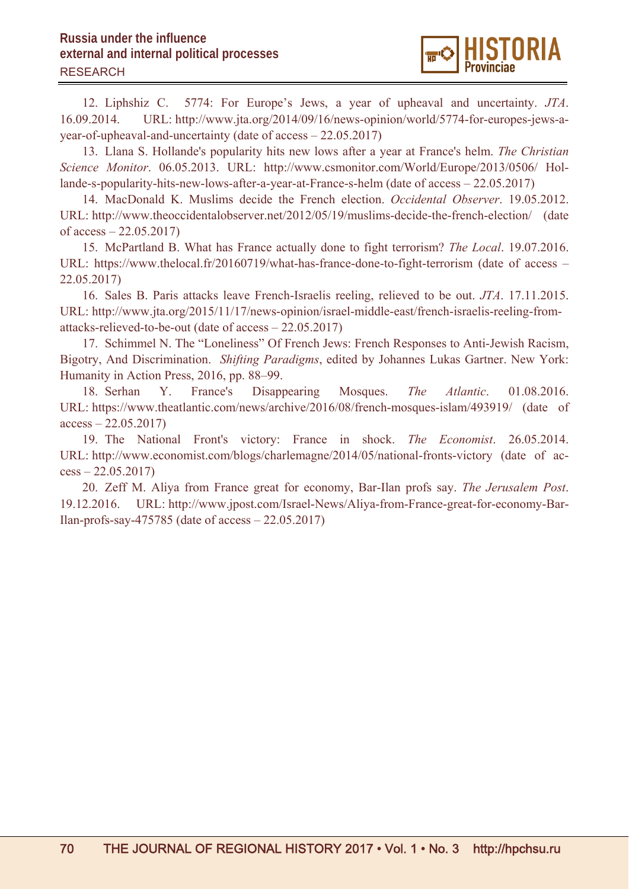12. Liphshiz C. 5774: For Europe's Jews, a year of upheaval and uncertainty. *JTA*. 16.09.2014. URL: http://www.jta.org/2014/09/16/news-opinion/world/5774-for-europes-jews-a-year-of-upheaval-and-uncertainty (date of access – 22.05.2017)

13. Llana S. Hollande's popularity hits new lows after a year at France's helm. *The Christian Science Monitor*. 06.05.2013. URL: http://www.csmonitor.com/World/Europe/2013/0506/ Hollande-s-popularity-hits-new-lows-after-a-year-at-France-s-helm (date of access – 22.05.2017)

14. MacDonald K. Muslims decide the French election. *Occidental Observer*. 19.05.2012. URL: http://www.theoccidentalobserver.net/2012/05/19/muslims-decide-the-french-election/ (date of access – 22.05.2017)

15. McPartland B. What has France actually done to fight terrorism? *The Local*. 19.07.2016. URL: https://www.thelocal.fr/20160719/what-has-france-done-to-fight-terrorism (date of access – 22.05.2017)

16. Sales B. Paris attacks leave French-Israelis reeling, relieved to be out. *JTA*. 17.11.2015. URL: http://www.jta.org/2015/11/17/news-opinion/israel-middle-east/french-israelis-reeling-from-attacks-relieved-to-be-out (date of access – 22.05.2017)

17. Schimmel N. The "Loneliness" Of French Jews: French Responses to Anti-Jewish Racism, Bigotry, And Discrimination. *Shifting Paradigms*, edited by Johannes Lukas Gartner. New York: Humanity in Action Press, 2016, pp. 88–99.

18. Serhan Y. France's Disappearing Mosques. *The Atlantic*. 01.08.2016. URL: https://www.theatlantic.com/news/archive/2016/08/french-mosques-islam/493919/ (date of access – 22.05.2017)

19. The National Front's victory: France in shock. *The Economist*. 26.05.2014. URL: http://www.economist.com/blogs/charlemagne/2014/05/national-fronts-victory (date of access – 22.05.2017)

20. Zeff M. Aliya from France great for economy, Bar-Ilan profs say. *The Jerusalem Post*. 19.12.2016. URL: http://www.jpost.com/Israel-News/Aliya-from-France-great-for-economy-Bar-Ilan-profs-say-475785 (date of access – 22.05.2017)